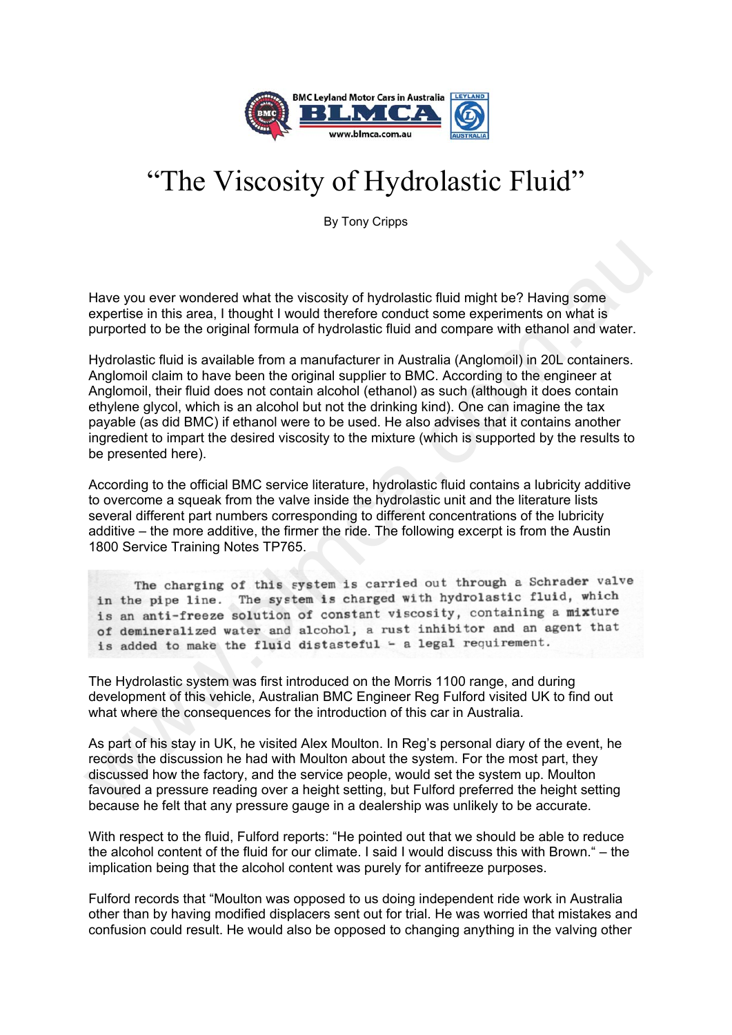# "The Viscosity of Hydrolastic Fluid"

By Tony Cripps

Have you ever wondered what the viscosity of hydrolastic fluid might be? Having some expertise in this area, I thought I would therefore conduct some experiments on what is purported to be the original formula of hydrolastic fluid and compare with ethanol and water.

Hydrolastic fluid is available from a manufacturer in Australia (Anglomoil) in 20L containers. Anglomoil claim to have been the original supplier to BMC. According to the engineer at Anglomoil, their fluid does not contain alcohol (ethanol) as such (although it does contain ethylene glycol, which is an alcohol but not the drinking kind). One can imagine the tax payable (as did BMC) if ethanol were to be used. He also advises that it contains another ingredient to impart the desired viscosity to the mixture (which is supported by the results to be presented here).

According to the official BMC service literature, hydrolastic fluid contains a lubricity additive to overcome a squeak from the valve inside the hydrolastic unit and the literature lists several different part numbers corresponding to different concentrations of the lubricity additive – the more additive, the firmer the ride. The following excerpt is from the Austin 1800 Service Training Notes TP765.

> The charging of this system is carried out through a Schrader valve in the pipe line. The system is charged with hydrolastic fluid, which is an anti-freeze solution of constant viscosity, containing a mixture of demineralized water and alcohol, a rust inhibitor and an agent that is added to make the fluid distasteful - a legal requirement.

The Hydrolastic system was first introduced on the Morris 1100 range, and during development of this vehicle, Australian BMC Engineer Reg Fulford visited UK to find out what where the consequences for the introduction of this car in Australia.

As part of his stay in UK, he visited Alex Moulton. In Reg's personal diary of the event, he records the discussion he had with Moulton about the system. For the most part, they discussed how the factory, and the service people, would set the system up. Moulton favoured a pressure reading over a height setting, but Fulford preferred the height setting because he felt that any pressure gauge in a dealership was unlikely to be accurate.

With respect to the fluid, Fulford reports: "He pointed out that we should be able to reduce the alcohol content of the fluid for our climate. I said I would discuss this with Brown." – the implication being that the alcohol content was purely for antifreeze purposes.

Fulford records that "Moulton was opposed to us doing independent ride work in Australia other than by having modified displacers sent out for trial. He was worried that mistakes and confusion could result. He would also be opposed to changing anything in the valving other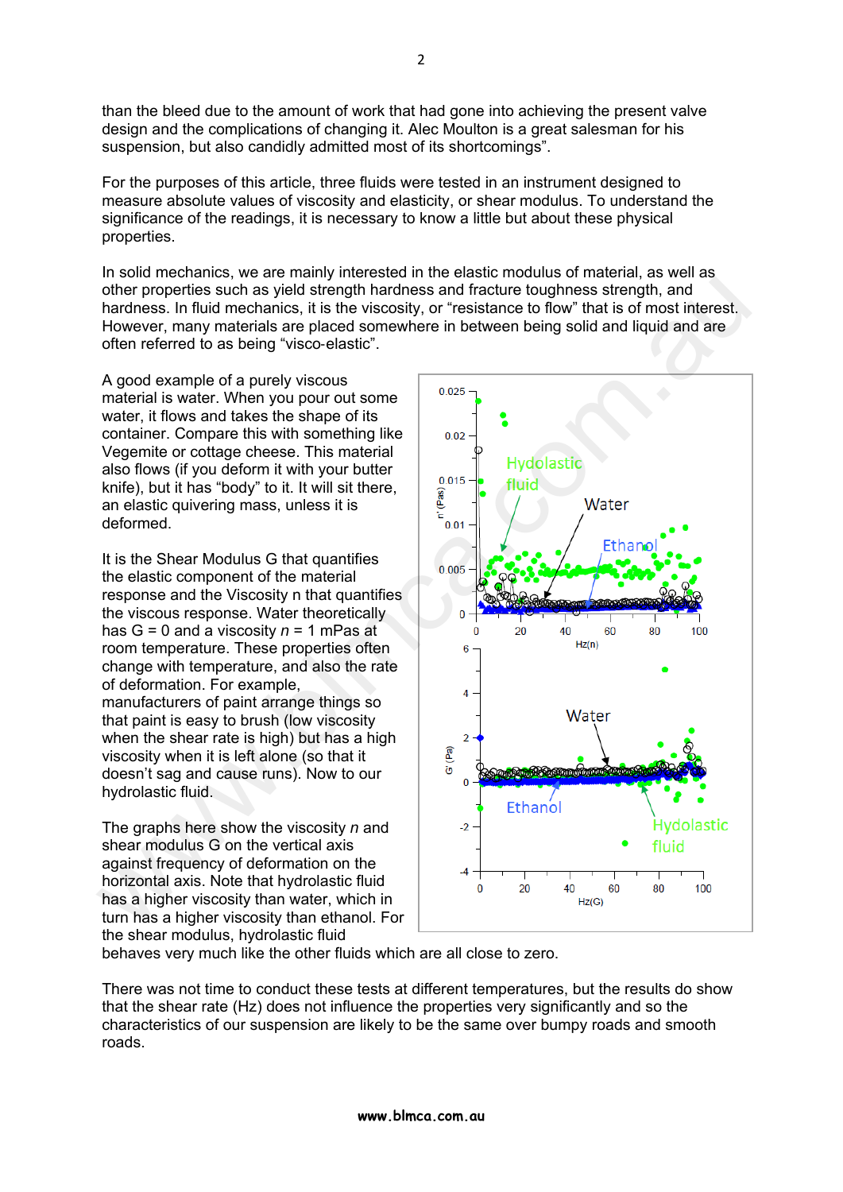than the bleed due to the amount of work that had gone into achieving the present valve design and the complications of changing it. Alec Moulton is a great salesman for his suspension, but also candidly admitted most of its shortcomings".

For the purposes of this article, three fluids were tested in an instrument designed to measure absolute values of viscosity and elasticity, or shear modulus. To understand the significance of the readings, it is necessary to know a little but about these physical properties.

In solid mechanics, we are mainly interested in the elastic modulus of material, as well as other properties such as yield strength hardness and fracture toughness strength, and hardness. In fluid mechanics, it is the viscosity, or "resistance to flow" that is of most interest. However, many materials are placed somewhere in between being solid and liquid and are often referred to as being "visco-elastic".

A good example of a purely viscous material is water. When you pour out some water, it flows and takes the shape of its container. Compare this with something like Vegemite or cottage cheese. This material also flows (if you deform it with your butter knife), but it has "body" to it. It will sit there, an elastic quivering mass, unless it is deformed.

It is the Shear Modulus G that quantifies the elastic component of the material response and the Viscosity n that quantifies the viscous response. Water theoretically has G = 0 and a viscosity *n* = 1 mPas at room temperature. These properties often change with temperature, and also the rate of deformation. For example, manufacturers of paint arrange things so that paint is easy to brush (low viscosity when the shear rate is high) but has a high viscosity when it is left alone (so that it doesn't sag and cause runs). Now to our hydrolastic fluid.

The graphs here show the viscosity *n* and shear modulus G on the vertical axis against frequency of deformation on the horizontal axis. Note that hydrolastic fluid has a higher viscosity than water, which in turn has a higher viscosity than ethanol. For the shear modulus, hydrolastic fluid behaves very much like the other fluids which are all close to zero.

There was not time to conduct these tests at different temperatures, but the results do show that the shear rate (Hz) does not influence the properties very significantly and so the characteristics of our suspension are likely to be the same over bumpy roads and smooth roads.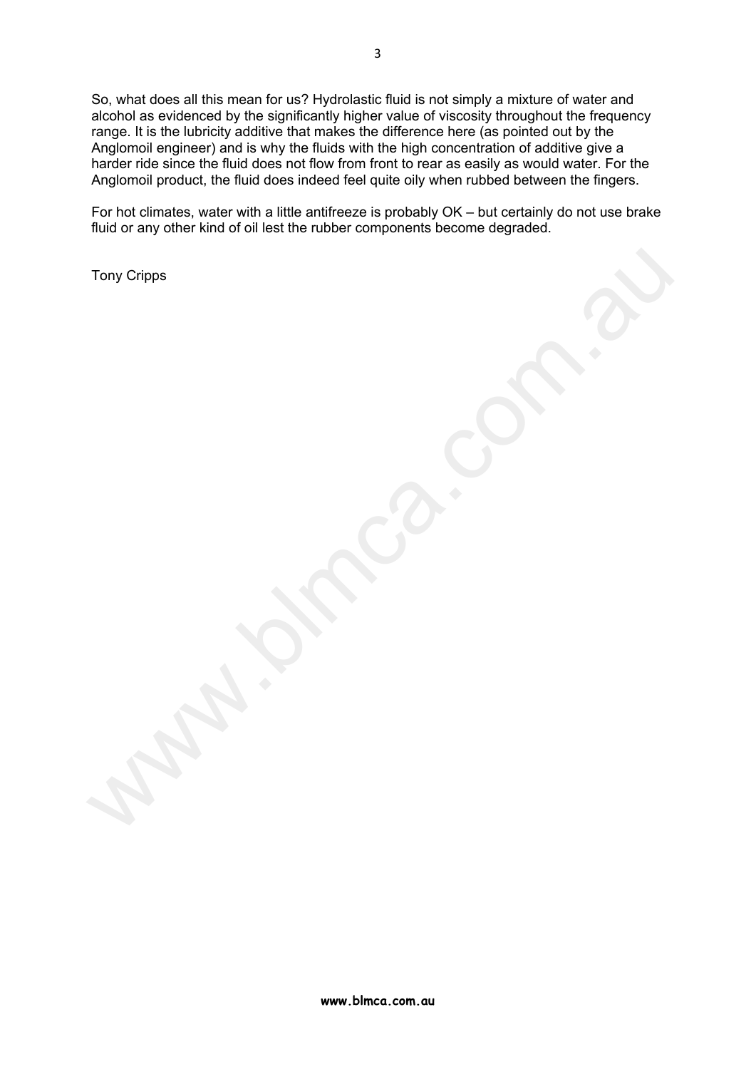So, what does all this mean for us? Hydrolastic fluid is not simply a mixture of water and alcohol as evidenced by the significantly higher value of viscosity throughout the frequency range. It is the lubricity additive that makes the difference here (as pointed out by the Anglomoil engineer) and is why the fluids with the high concentration of additive give a harder ride since the fluid does not flow from front to rear as easily as would water. For the Anglomoil product, the fluid does indeed feel quite oily when rubbed between the fingers.

For hot climates, water with a little antifreeze is probably OK – but certainly do not use brake fluid or any other kind of oil lest the rubber components become degraded.

Tony Cripps